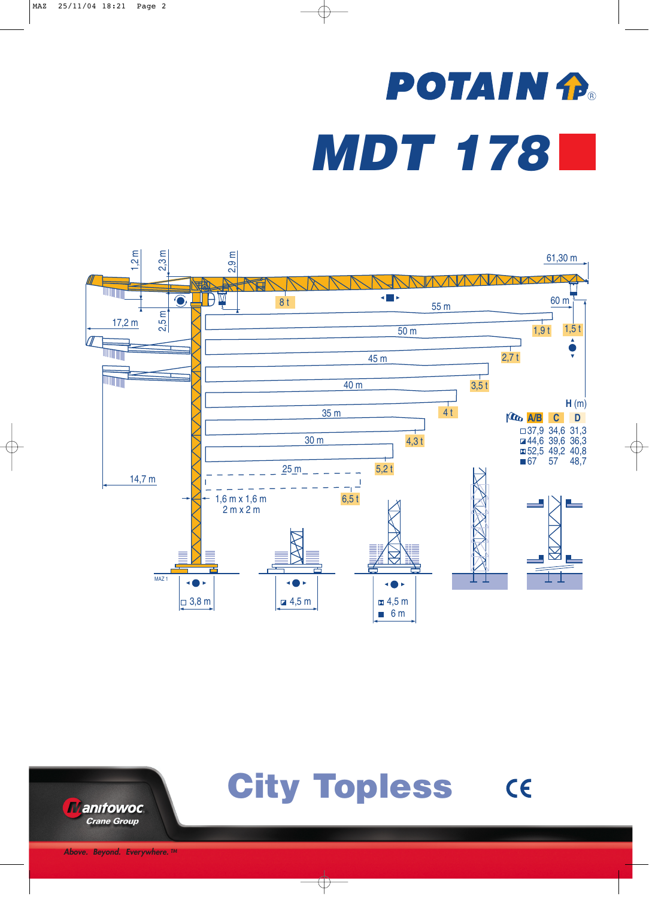# POTAIN

# MDT 178

61,30 m

1,2 m — 2,3 m — 2,9 m

8 t

55 m — 60 m — 1,9 t — 1,5 t

17,2 m — 2,5 m

50 m — 2,7 t

45 m — 3,5 t

40 m — 4 t

35 m — 4,3 t

30 m — 5,2 t

25 m — 6,5 t

14,7 m

1,6 m x 1,6 m
2 m x 2 m

H (m)

| | A/B | C | D |
|---|---|---|---|
| □ | 37,9 | 34,6 | 31,3 |
| ◪ | 44,6 | 39,6 | 36,3 |
| ⊠ | 52,5 | 49,2 | 40,8 |
| ■ | 67 | 57 | 48,7 |

MAZ 1

□ 3,8 m

◪ 4,5 m

⊠ 4,5 m
■ 6 m

## City Topless

CE

Manitowoc Crane Group

*Above. Beyond. Everywhere.™*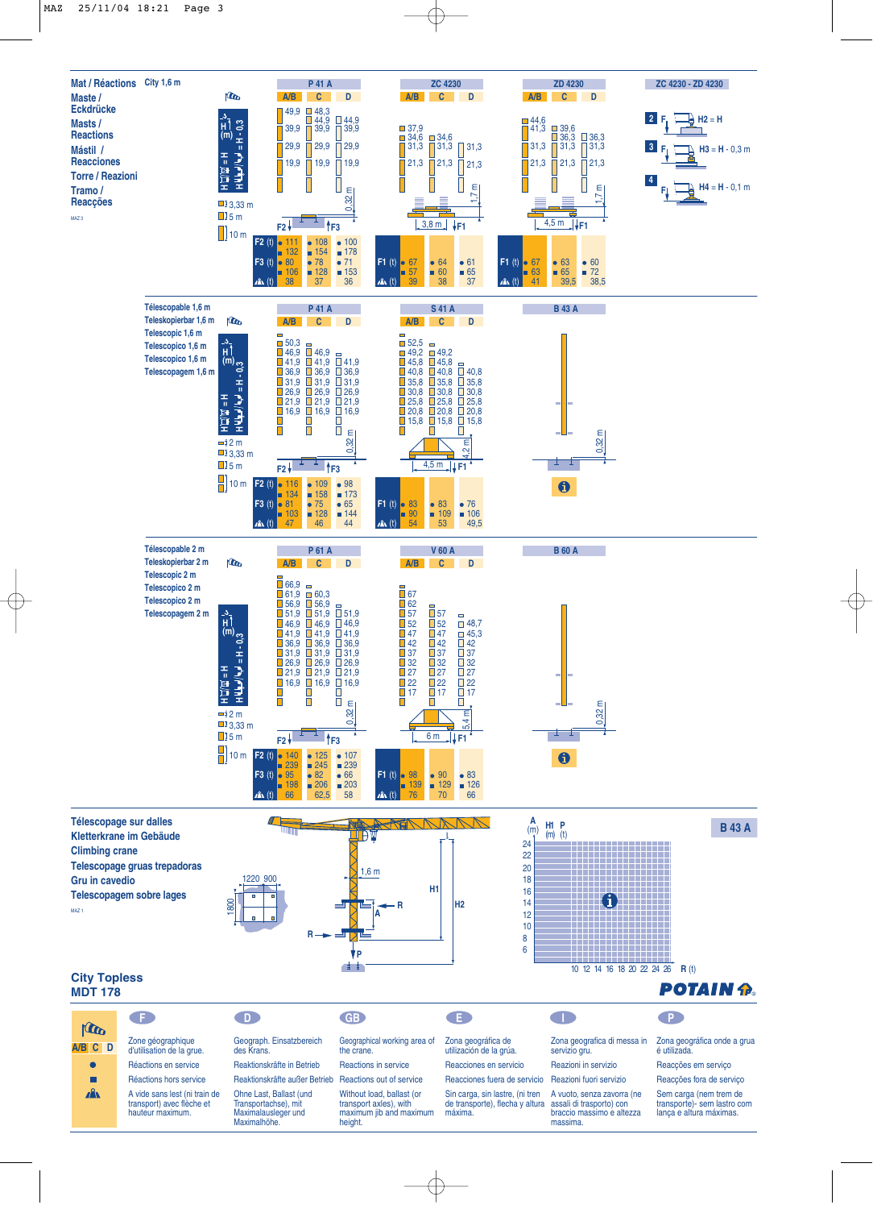## Mat / Réactions
## Maste / Eckdrücke
## Masts / Reactions
## Mástil / Reacciones
## Torre / Reazioni
## Tramo / Reacções

MAZ 3

City 1,6 m

H1 (m) | H = H - 0,3

**P 41 A**

| A/B | C | D |
|---|---|---|
| 49,9 | 48,3 | |
| | 44,9 | 44,9 |
| 39,9 | 39,9 | 39,9 |
| 29,9 | 29,9 | 29,9 |
| 19,9 | 19,9 | 19,9 |

0,32 m

| | A/B | C | D |
|---|---|---|---|
| F2 (t) ● | 111 | 108 | 100 |
| F2 (t) ■ | 132 | 154 | 178 |
| F3 (t) ● | 80 | 78 | 71 |
| F3 (t) ■ | 106 | 128 | 153 |
| (t) | 38 | 37 | 36 |

**ZC 4230**

| A/B | C | D |
|---|---|---|
| 37,9 | | |
| 34,6 | 34,6 | |
| 31,3 | 31,3 | 31,3 |
| 21,3 | 21,3 | 21,3 |

3,8 m — 1,7 m

| | A/B | C | D |
|---|---|---|---|
| F1 (t) ● | 67 | 64 | 61 |
| F1 (t) ■ | 57 | 60 | 65 |
| (t) | 39 | 38 | 37 |

**ZD 4230**

| A/B | C | D |
|---|---|---|
| 44,6 | | |
| 41,3 | 39,6 | |
| | 36,3 | 36,3 |
| 31,3 | 31,3 | 31,3 |
| 21,3 | 21,3 | 21,3 |

4,5 m — 1,7 m

| | A/B | C | D |
|---|---|---|---|
| F1 (t) ● | 67 | 63 | 60 |
| F1 (t) ■ | 63 | 65 | 72 |
| (t) | 41 | 39,5 | 38,5 |

**ZC 4230 - ZD 4230**

2 — H2 = H
3 — H3 = H - 0,3 m
4 — H4 = H - 0,1 m

3,33 m / 5 m / 10 m

---

Télescopable 1,6 m
Teleskopierbar 1,6 m
Telescopic 1,6 m
Telescopico 1,6 m
Telescopico 1,6 m
Telescopagem 1,6 m

**P 41 A**

| A/B | C | D |
|---|---|---|
| 50,3 | | |
| 46,9 | 46,9 | |
| 41,9 | 41,9 | 41,9 |
| 36,9 | 36,9 | 36,9 |
| 31,9 | 31,9 | 31,9 |
| 26,9 | 26,9 | 26,9 |
| 21,9 | 21,9 | 21,9 |
| 16,9 | 16,9 | 16,9 |

0,32 m

| | A/B | C | D |
|---|---|---|---|
| F2 (t) ● | 116 | 109 | 98 |
| F2 (t) ■ | 134 | 158 | 173 |
| F3 (t) ● | 81 | 75 | 65 |
| F3 (t) ■ | 103 | 128 | 144 |
| (t) | 47 | 46 | 44 |

**S 41 A**

| A/B | C | D |
|---|---|---|
| 52,5 | | |
| 49,2 | 49,2 | |
| 45,8 | 45,8 | |
| 40,8 | 40,8 | 40,8 |
| 35,8 | 35,8 | 35,8 |
| 30,8 | 30,8 | 30,8 |
| 25,8 | 25,8 | 25,8 |
| 20,8 | 20,8 | 20,8 |
| 15,8 | 15,8 | 15,8 |

4,5 m — 4,2 m

| | A/B | C | D |
|---|---|---|---|
| F1 (t) ● | 83 | 83 | 76 |
| F1 (t) ■ | 90 | 109 | 106 |
| (t) | 54 | 53 | 49,5 |

**B 43 A**

0,32 m

2 m / 3,33 m / 5 m / 10 m

---

Télescopable 2 m
Teleskopierbar 2 m
Telescopic 2 m
Telescopico 2 m
Telescopico 2 m
Telescopagem 2 m

**P 61 A**

| A/B | C | D |
|---|---|---|
| 66,9 | | |
| 61,9 | 60,3 | |
| 56,9 | 56,9 | |
| 51,9 | 51,9 | 51,9 |
| 46,9 | 46,9 | 46,9 |
| 41,9 | 41,9 | 41,9 |
| 36,9 | 36,9 | 36,9 |
| 31,9 | 31,9 | 31,9 |
| 26,9 | 26,9 | 26,9 |
| 21,9 | 21,9 | 21,9 |
| 16,9 | 16,9 | 16,9 |

0,32 m

| | A/B | C | D |
|---|---|---|---|
| F2 (t) ● | 140 | 125 | 107 |
| F2 (t) ■ | 239 | 245 | 239 |
| F3 (t) ● | 95 | 82 | 66 |
| F3 (t) ■ | 198 | 206 | 203 |
| (t) | 66 | 62,5 | 58 |

**V 60 A**

| A/B | C | D |
|---|---|---|
| 67 | | |
| 62 | | |
| 57 | 57 | |
| 52 | 52 | 48,7 |
| 47 | 47 | 45,3 |
| 42 | 42 | 42 |
| 37 | 37 | 37 |
| 32 | 32 | 32 |
| 27 | 27 | 27 |
| 22 | 22 | 22 |
| 17 | 17 | 17 |

6 m — 5,4 m

| | A/B | C | D |
|---|---|---|---|
| F1 (t) ● | 98 | 90 | 83 |
| F1 (t) ■ | 139 | 129 | 126 |
| (t) | 76 | 70 | 66 |

**B 60 A**

0,32 m

2 m / 3,33 m / 5 m / 10 m

---

## Télescopage sur dalles
## Kletterkrane im Gebäude
## Climbing crane
## Telescopage gruas trepadoras
## Gru in cavedio
## Telescopagem sobre lages

MAZ 1

1220 — 900 — 1800 — 1,6 m — H1 — H2 — A — R — P

**B 43 A**

A (m) — H1 (m) — P (t)

24, 22, 20, 18, 16, 14, 12, 10, 8, 6

10 12 14 16 18 20 22 24 26 — R (t)

## City Topless
## MDT 178

POTAIN

| | F | D | GB | E | I | P |
|---|---|---|---|---|---|---|
| A/B C D | Zone géographique d'utilisation de la grue. | Geograph. Einsatzbereich des Krans. | Geographical working area of the crane. | Zona geográfica de utilización de la grúa. | Zona geografica di messa in servizio gru. | Zona geográfica onde a grua é utilizada. |
| ● | Réactions en service | Reaktionskräfte in Betrieb | Reactions in service | Reacciones en servicio | Reazioni in servizio | Reacções em serviço |
| ■ | Réactions hors service | Reaktionskräfte außer Betrieb | Reactions out of service | Reacciones fuera de servicio | Reazioni fuori servizio | Reacções fora de serviço |
| | A vide sans lest (ni train de transport) avec flèche et hauteur maximum. | Ohne Last, Ballast (und Transportachse), mit Maximalausleger und Maximalhöhe. | Without load, ballast (or transport axles), with maximum jib and maximum height. | Sin carga, sin lastre, (ni tren de transporte), flecha y altura máxima. | A vuoto, senza zavorra (ne assali di trasporto) con braccio massimo e altezza massima. | Sem carga (nem trem de transporte)- sem lastro com lança e altura máximas. |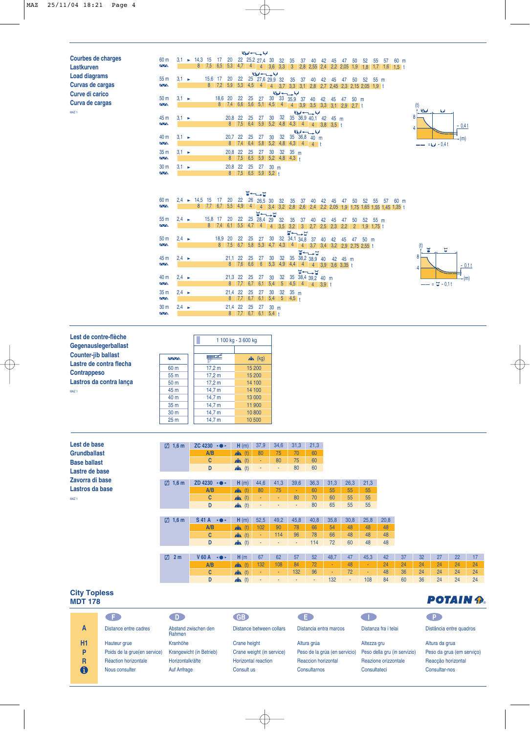## Courbes de charges
## Lastkurven
## Load diagrams
## Curvas de cargas
## Curve di carico
## Curva de cargas

MAZ 1

**4 falls (upper set)**

| Jib | m | | | | | | | | | | | | | | | | | | | | | | |
|---|---|---|---|---|---|---|---|---|---|---|---|---|---|---|---|---|---|---|---|---|---|---|---|
| 60 m | 3,1 ► 14,3 | 15 | 17 | 20 | 22 | 25,2 | 27,4 | 30 | 32 | 35 | 37 | 40 | 42 | 45 | 47 | 50 | 52 | 55 | 57 | 60 m | | | |
| t | 8 | 7,5 | 6,5 | 5,3 | 4,7 | 4 | 4 | 3,6 | 3,3 | 3 | 2,8 | 2,55 | 2,4 | 2,2 | 2,05 | 1,9 | 1,8 | 1,7 | 1,6 | 1,5 t | | | |
| 55 m | 3,1 ► 15,6 | 17 | 20 | 22 | 25 | 27,6 | 29,9 | 32 | 35 | 37 | 40 | 42 | 45 | 47 | 50 | 52 | 55 m | | | | | | |
| t | 8 | 7,2 | 5,9 | 5,3 | 4,5 | 4 | 4 | 3,7 | 3,3 | 3,1 | 2,8 | 2,7 | 2,45 | 2,3 | 2,15 | 2,05 | 1,9 t | | | | | | |
| 50 m | 3,1 ► 18,6 | 20 | 22 | 25 | 27 | 30 | 33 | 35,9 | 37 | 40 | 42 | 45 | 47 | 50 m | | | | | | | | | |
| t | 8 | 7,4 | 6,6 | 5,6 | 5,1 | 4,5 | 4 | 4 | 3,9 | 3,5 | 3,3 | 3,1 | 2,9 | 2,7 t | | | | | | | | | |
| 45 m | 3,1 ► 20,8 | 22 | 25 | 27 | 30 | 32 | 35 | 36,9 | 40,1 | 42 | 45 m | | | | | | | | | | | | |
| t | 8 | 7,5 | 6,4 | 5,9 | 5,2 | 4,8 | 4,3 | 4 | 4 | 3,8 | 3,5 t | | | | | | | | | | | | |
| 40 m | 3,1 ► 20,7 | 22 | 25 | 27 | 30 | 32 | 35 | 36,8 | 40 m | | | | | | | | | | | | | | |
| t | 8 | 7,4 | 6,4 | 5,8 | 5,2 | 4,8 | 4,3 | 4 | 4 t | | | | | | | | | | | | | | |
| 35 m | 3,1 ► 20,8 | 22 | 25 | 27 | 30 | 32 | 35 m | | | | | | | | | | | | | | | | |
| t | 8 | 7,5 | 6,5 | 5,9 | 5,2 | 4,8 | 4,3 t | | | | | | | | | | | | | | | | |
| 30 m | 3,1 ► 20,8 | 22 | 25 | 27 | 30 m | | | | | | | | | | | | | | | | | | |
| t | 8 | 7,5 | 6,5 | 5,9 | 5,2 t | | | | | | | | | | | | | | | | | | |

(t) 8 / 4 — (m) — 0,4 t; = - 0,4 t

**2 falls (lower set)**

| Jib | m | | | | | | | | | | | | | | | | | | | | | |
|---|---|---|---|---|---|---|---|---|---|---|---|---|---|---|---|---|---|---|---|---|---|---|
| 60 m | 2,4 ► 14,5 | 15 | 17 | 20 | 22 | 26 | 26,5 | 30 | 32 | 35 | 37 | 40 | 42 | 45 | 47 | 50 | 52 | 55 | 57 | 60 m | | |
| t | 8 | 7,7 | 6,7 | 5,5 | 4,9 | 4 | 4 | 3,4 | 3,2 | 2,8 | 2,6 | 2,4 | 2,2 | 2,05 | 1,9 | 1,75 | 1,65 | 1,55 | 1,45 | 1,35 t | | |
| 55 m | 2,4 ► 15,8 | 17 | 20 | 22 | 25 | 28,4 | 29 | 32 | 35 | 37 | 40 | 42 | 45 | 47 | 50 | 52 | 55 m | | | | | |
| t | 8 | 7,4 | 6,1 | 5,5 | 4,7 | 4 | 4 | 3,5 | 3,2 | 3 | 2,7 | 2,5 | 2,3 | 2,2 | 2 | 1,9 | 1,75 t | | | | | |
| 50 m | 2,4 ► 18,9 | 20 | 22 | 25 | 27 | 30 | 32 | 34,1 | 34,8 | 37 | 40 | 42 | 45 | 47 | 50 m | | | | | | | |
| t | 8 | 7,5 | 6,7 | 5,8 | 5,3 | 4,7 | 4,3 | 4 | 4 | 3,7 | 3,4 | 3,2 | 2,9 | 2,75 | 2,55 t | | | | | | | |
| 45 m | 2,4 ► 21,1 | 22 | 25 | 27 | 30 | 32 | 35 | 38,2 | 38,9 | 40 | 42 | 45 m | | | | | | | | | | |
| t | 8 | 7,6 | 6,6 | 6 | 5,3 | 4,9 | 4,4 | 4 | 4 | 3,9 | 3,6 | 3,35 t | | | | | | | | | | |
| 40 m | 2,4 ► 21,3 | 22 | 25 | 27 | 30 | 32 | 35 | 38,4 | 39,2 | 40 m | | | | | | | | | | | | |
| t | 8 | 7,7 | 6,7 | 6,1 | 5,4 | 5 | 4,5 | 4 | 4 | 3,9 t | | | | | | | | | | | | |
| 35 m | 2,4 ► 21,4 | 22 | 25 | 27 | 30 | 32 | 35 m | | | | | | | | | | | | | | | |
| t | 8 | 7,7 | 6,7 | 6,1 | 5,4 | 5 | 4,5 t | | | | | | | | | | | | | | | |
| 30 m | 2,4 ► 21,4 | 22 | 25 | 27 | 30 m | | | | | | | | | | | | | | | | | |
| t | 8 | 7,7 | 6,7 | 6,1 | 5,4 t | | | | | | | | | | | | | | | | | |

(t) 8 / 4 — (m) — 0,1 t; = - 0,1 t

## Lest de contre-flèche
## Gegenauslegerballast
## Counter-jib ballast
## Lastre de contra flecha
## Contrappeso
## Lastros da contra lança

MAZ 1

| Jib | 1 100 kg - 3 600 kg | |
|---|---|---|
| | | (kg) |
| 60 m | 17,2 m | 15 200 |
| 55 m | 17,2 m | 15 200 |
| 50 m | 17,2 m | 14 100 |
| 45 m | 14,7 m | 14 100 |
| 40 m | 14,7 m | 13 000 |
| 35 m | 14,7 m | 11 900 |
| 30 m | 14,7 m | 10 800 |
| 25 m | 14,7 m | 10 500 |

## Lest de base
## Grundballast
## Base ballast
## Lastre de base
## Zavorra di base
## Lastros da base

MAZ 1

| 1,6 m | ZC 4230 | H (m) | 37,9 | 34,6 | 31,3 | 21,3 |
|---|---|---|---|---|---|---|
| | A/B | (t) | 80 | 75 | 70 | 60 |
| | C | (t) | - | 80 | 75 | 60 |
| | D | (t) | - | - | 80 | 60 |

| 1,6 m | ZD 4230 | H (m) | 44,6 | 41,3 | 39,6 | 36,3 | 31,3 | 26,3 | 21,3 |
|---|---|---|---|---|---|---|---|---|---|
| | A/B | (t) | 80 | 75 | - | 60 | 55 | 55 | 55 |
| | C | (t) | - | - | 80 | 70 | 60 | 55 | 55 |
| | D | (t) | - | - | - | 80 | 65 | 55 | 55 |

| 1,6 m | S 41 A | H (m) | 52,5 | 49,2 | 45,8 | 40,8 | 35,8 | 30,8 | 25,8 | 20,8 |
|---|---|---|---|---|---|---|---|---|---|---|
| | A/B | (t) | 102 | 90 | 78 | 66 | 54 | 48 | 48 | 48 |
| | C | (t) | - | 114 | 96 | 78 | 66 | 48 | 48 | 48 |
| | D | (t) | - | - | - | 114 | 72 | 60 | 48 | 48 |

| 2 m | V 60 A | H (m) | 67 | 62 | 57 | 52 | 48,7 | 47 | 45,3 | 42 | 37 | 32 | 27 | 22 | 17 |
|---|---|---|---|---|---|---|---|---|---|---|---|---|---|---|---|
| | A/B | (t) | 132 | 108 | 84 | 72 | - | 48 | - | 24 | 24 | 24 | 24 | 24 | 24 |
| | C | (t) | - | - | 132 | 96 | - | 72 | - | 48 | 36 | 24 | 24 | 24 | 24 |
| | D | (t) | - | - | - | - | 132 | - | 108 | 84 | 60 | 36 | 24 | 24 | 24 |

## City Topless
## MDT 178

POTAIN

| | F | D | GB | E | I | P |
|---|---|---|---|---|---|---|
| A | Distance entre cadres | Abstand zwischen den Rahmen | Distance between collars | Distancia entra marcos | Distanza fra i telai | Distância entre quadros |
| H1 | Hauteur grue | Kranhöhe | Crane height | Altura grúa | Altezza gru | Altura da grua |
| P | Poids de la grue(en service) | Krangewicht (in Betrieb) | Crane weight (in service) | Peso de la grúa (en servicio) | Peso della gru (in servizio) | Peso da grua (em serviço) |
| R | Réaction horizontale | Horizontalkräfte | Horizontal reaction | Reaccion horizontal | Reazione orizzontale | Reacção horizontal |
| i | Nous consulter | Auf Anfrage | Consult us | Consultarnos | Consultateci | Consultar-nos |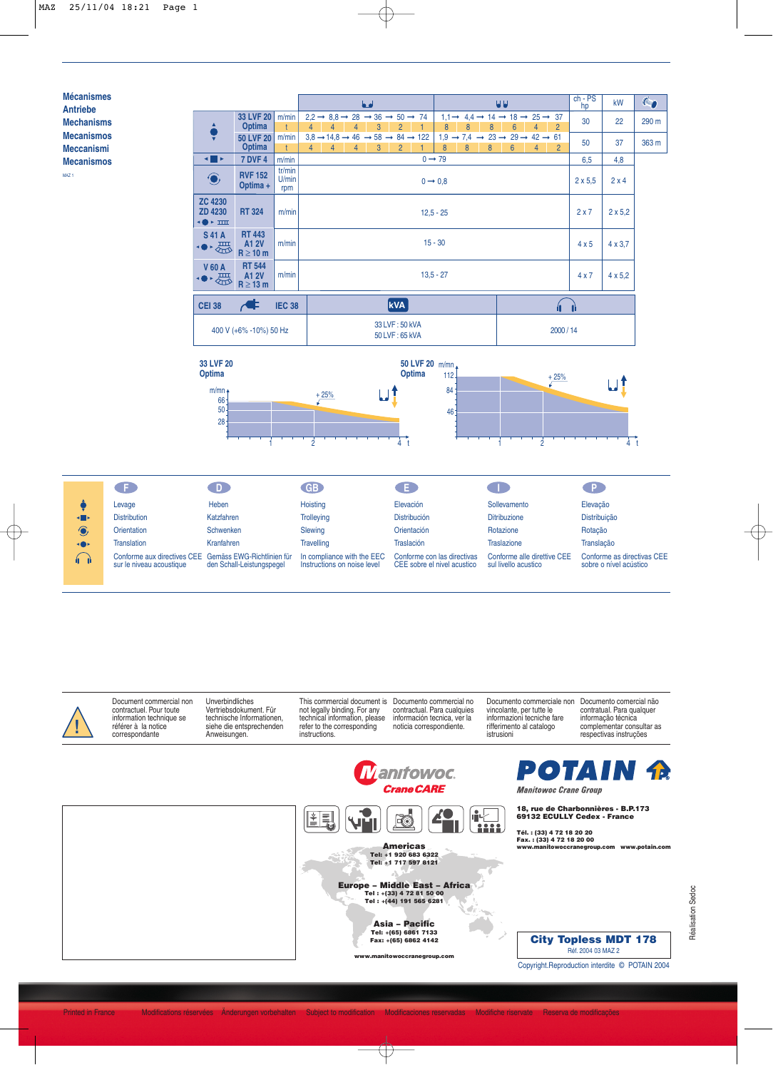**Mécanismes**
**Antriebe**
**Mechanisms**
**Mecanismos**
**Meccanismi**
**Mecanismos**

MAZ 1

| | | | | | | | | | | | | | | | | ch - PS hp | kW | |
|---|---|---|---|---|---|---|---|---|---|---|---|---|---|---|---|---|---|---|
| | 33 LVF 20 Optima | m/min | 2,2 → | 8,8 → | 28 → | 36 → | 50 → | 74 | 1,1 → | 4,4 → | 14 → | 18 → | 25 → | 37 | | 30 | 22 | 290 m |
| | | t | 4 | 4 | 4 | 3 | 2 | 1 | 8 | 8 | 8 | 6 | 4 | 2 | | | | |
| | 50 LVF 20 Optima | m/min | 3,8 → | 14,8 → | 46 → | 58 → | 84 → | 122 | 1,9 → | 7,4 → | 23 → | 29 → | 42 → | 61 | | 50 | 37 | 363 m |
| | | t | 4 | 4 | 4 | 3 | 2 | 1 | 8 | 8 | 8 | 6 | 4 | 2 | | | | |
| | 7 DVF 4 | m/min | 0 → 79 | | | | | | | | | | | | | 6,5 | 4,8 | |
| | RVF 152 Optima + | tr/min U/min rpm | 0 → 0,8 | | | | | | | | | | | | | 2 x 5,5 | 2 x 4 | |
| ZC 4230 ZD 4230 | RT 324 | m/min | 12,5 - 25 | | | | | | | | | | | | | 2 x 7 | 2 x 5,2 | |
| S 41 A | RT 443 A1 2V R ≥ 10 m | m/min | 15 - 30 | | | | | | | | | | | | | 4 x 5 | 4 x 3,7 | |
| V 60 A | RT 544 A1 2V R ≥ 13 m | m/min | 13,5 - 27 | | | | | | | | | | | | | 4 x 7 | 4 x 5,2 | |

| CEI 38 / IEC 38 | kVA | |
|---|---|---|
| 400 V (+6% -10%) 50 Hz | 33 LVF : 50 kVA<br>50 LVF : 65 kVA | 2000 / 14 |

33 LVF 20 Optima
m/min
66
50
28
+ 25%
1 2 4 t

50 LVF 20 Optima
m/min
112
84
46
+ 25%
1 2 4 t

| F | D | GB | E | I | P |
|---|---|---|---|---|---|
| Levage | Heben | Hoisting | Elevación | Sollevamento | Elevação |
| Distribution | Katzfahren | Trolleying | Distribución | Ditribuzione | Distribuição |
| Orientation | Schwenken | Slewing | Orientación | Rotazione | Rotação |
| Translation | Kranfahren | Travelling | Traslación | Traslazione | Translação |
| Conforme aux directives CEE sur le niveau acoustique | Gemäss EWG-Richtlinien für den Schall-Leistungspegel | In compliance with the EEC Instructions on noise level | Conforme con las directivas CEE sobre el nivel acustico | Conforme alle direttive CEE sul livello acustico | Conforme as directivas CEE sobre o nível acústico |

Document commercial non contractuel. Pour toute information technique se référer à la notice correspondante

Unverbindliches Vertriebsdokument. Für technische Informationen, siehe die entsprechenden Anweisungen.

This commercial document is not legally binding. For any technical information, please refer to the corresponding instructions.

Documento commercial no contractual. Para cualquies información tecnica, ver la noticia correspondiente.

Documento commerciale non vincolante, per tutte le informazioni tecniche fare rifferimento al catalogo istrusioni

Documento comercial não contratual. Para qualquer informação técnica complementar consultar as respectivas instruções

Manitowoc Crane CARE

POTAIN
Manitowoc Crane Group

18, rue de Charbonnières - B.P.173
69132 ECULLY Cedex - France

Tél. : (33) 4 72 18 20 20
Fax. : (33) 4 72 18 20 00
www.manitowoccranegroup.com www.potain.com

**Americas**
Tel: +1 920 683 6322
Tel: +1 717 597 8121

**Europe – Middle East – Africa**
Tel : +(33) 4 72 81 50 00
Tel : +(44) 191 565 6281

**Asia – Pacific**
Tel: +(65) 6861 7133
Fax: +(65) 6862 4142

www.manitowoccranegroup.com

**City Topless MDT 178**
Réf. 2004 03 MAZ 2

Copyright.Reproduction interdite © POTAIN 2004

Réalisation Sedoc

Printed in France Modifications réservées Änderungen vorbehalten Subject to modification Modificaciones reservadas Modifiche riservate Reserva de modificações